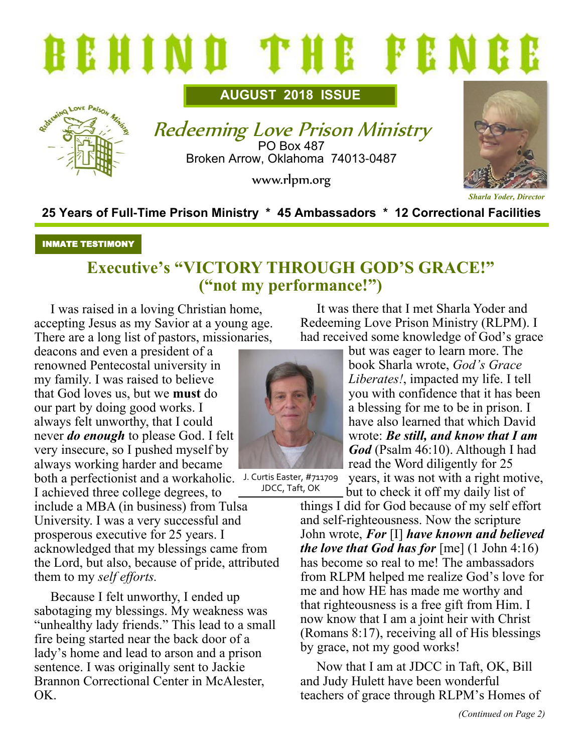# BEHIND THE FENCE

**AUGUST 2018 ISSUE**

## Redeeming Love Prison Ministry

PO Box 487
Broken Arrow, Oklahoma 74013-0487

www.rlpm.org

*Sharla Yoder, Director*

**25 Years of Full-Time Prison Ministry * 45 Ambassadors * 12 Correctional Facilities**

**INMATE TESTIMONY**

## Executive's "VICTORY THROUGH GOD'S GRACE!" ("not my performance!")

I was raised in a loving Christian home, accepting Jesus as my Savior at a young age. There are a long list of pastors, missionaries, deacons and even a president of a renowned Pentecostal university in my family. I was raised to believe that God loves us, but we **must** do our part by doing good works. I always felt unworthy, that I could never ***do enough*** to please God. I felt very insecure, so I pushed myself by always working harder and became both a perfectionist and a workaholic. I achieved three college degrees, to include a MBA (in business) from Tulsa University. I was a very successful and prosperous executive for 25 years. I acknowledged that my blessings came from the Lord, but also, because of pride, attributed them to my *self efforts.*

J. Curtis Easter, #711709
JDCC, Taft, OK

Because I felt unworthy, I ended up sabotaging my blessings. My weakness was "unhealthy lady friends." This lead to a small fire being started near the back door of a lady's home and lead to arson and a prison sentence. I was originally sent to Jackie Brannon Correctional Center in McAlester, OK.

It was there that I met Sharla Yoder and Redeeming Love Prison Ministry (RLPM). I had received some knowledge of God's grace but was eager to learn more. The book Sharla wrote, *God's Grace Liberates!*, impacted my life. I tell you with confidence that it has been a blessing for me to be in prison. I have also learned that which David wrote: ***Be still, and know that I am God*** (Psalm 46:10). Although I had read the Word diligently for 25 years, it was not with a right motive, but to check it off my daily list of things I did for God because of my self effort and self-righteousness. Now the scripture John wrote, ***For*** [I] ***have known and believed the love that God has for*** [me] (1 John 4:16) has become so real to me! The ambassadors from RLPM helped me realize God's love for me and how HE has made me worthy and that righteousness is a free gift from Him. I now know that I am a joint heir with Christ (Romans 8:17), receiving all of His blessings by grace, not my good works!

Now that I am at JDCC in Taft, OK, Bill and Judy Hulett have been wonderful teachers of grace through RLPM's Homes of

*(Continued on Page 2)*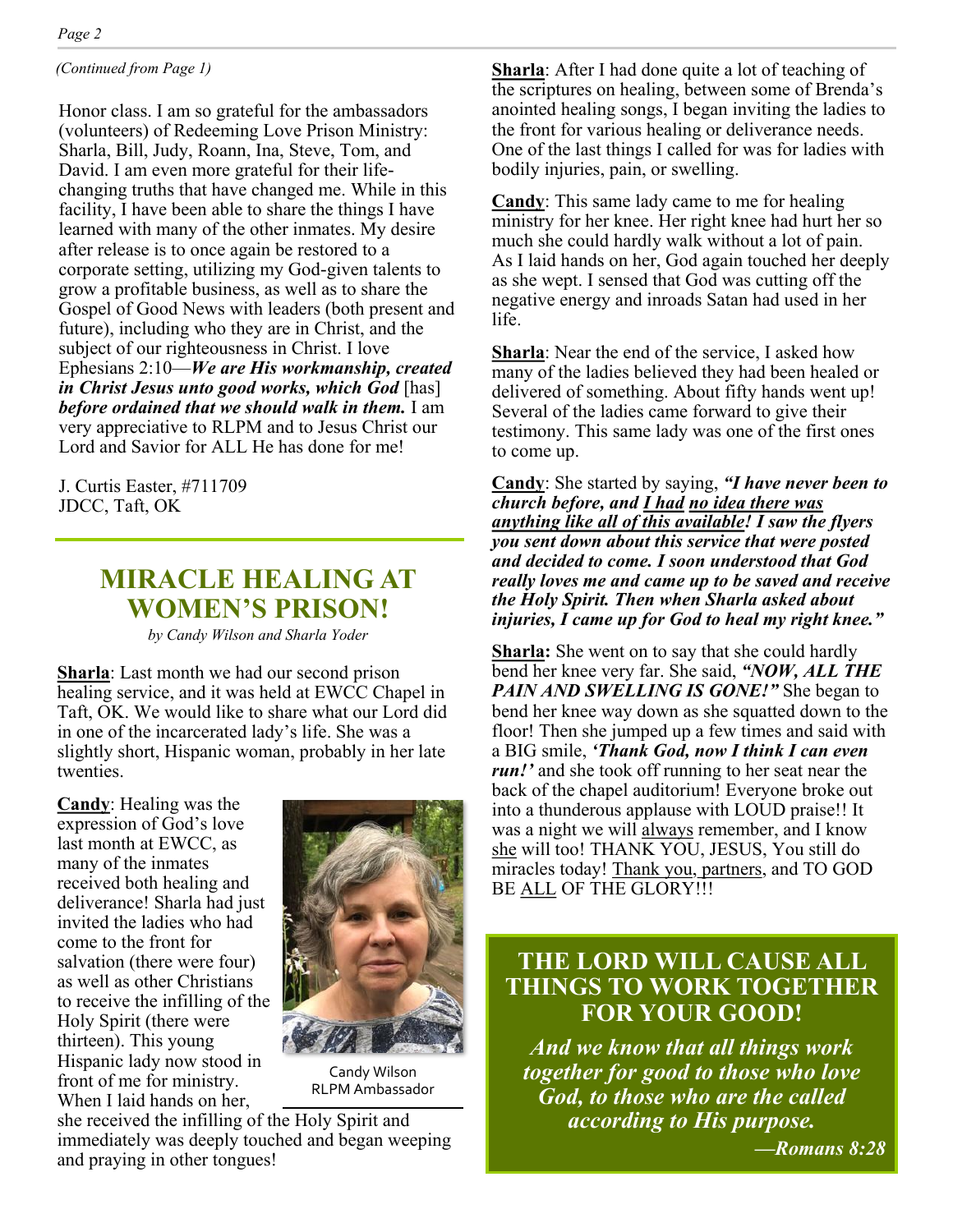*(Continued from Page 1)*

Honor class. I am so grateful for the ambassadors (volunteers) of Redeeming Love Prison Ministry: Sharla, Bill, Judy, Roann, Ina, Steve, Tom, and David. I am even more grateful for their life-changing truths that have changed me. While in this facility, I have been able to share the things I have learned with many of the other inmates. My desire after release is to once again be restored to a corporate setting, utilizing my God-given talents to grow a profitable business, as well as to share the Gospel of Good News with leaders (both present and future), including who they are in Christ, and the subject of our righteousness in Christ. I love Ephesians 2:10—***We are His workmanship, created in Christ Jesus unto good works, which God*** [has] ***before ordained that we should walk in them.*** I am very appreciative to RLPM and to Jesus Christ our Lord and Savior for ALL He has done for me!

J. Curtis Easter, #711709
JDCC, Taft, OK

## MIRACLE HEALING AT WOMEN'S PRISON!

*by Candy Wilson and Sharla Yoder*

**Sharla**: Last month we had our second prison healing service, and it was held at EWCC Chapel in Taft, OK. We would like to share what our Lord did in one of the incarcerated lady's life. She was a slightly short, Hispanic woman, probably in her late twenties.

**Candy**: Healing was the expression of God's love last month at EWCC, as many of the inmates received both healing and deliverance! Sharla had just invited the ladies who had come to the front for salvation (there were four) as well as other Christians to receive the infilling of the Holy Spirit (there were thirteen). This young Hispanic lady now stood in front of me for ministry. When I laid hands on her, she received the infilling of the Holy Spirit and immediately was deeply touched and began weeping and praying in other tongues!

Candy Wilson
RLPM Ambassador

**Sharla**: After I had done quite a lot of teaching of the scriptures on healing, between some of Brenda's anointed healing songs, I began inviting the ladies to the front for various healing or deliverance needs. One of the last things I called for was for ladies with bodily injuries, pain, or swelling.

**Candy**: This same lady came to me for healing ministry for her knee. Her right knee had hurt her so much she could hardly walk without a lot of pain. As I laid hands on her, God again touched her deeply as she wept. I sensed that God was cutting off the negative energy and inroads Satan had used in her life.

**Sharla**: Near the end of the service, I asked how many of the ladies believed they had been healed or delivered of something. About fifty hands went up! Several of the ladies came forward to give their testimony. This same lady was one of the first ones to come up.

**Candy**: She started by saying, ***"I have never been to church before, and I had no idea there was anything like all of this available! I saw the flyers you sent down about this service that were posted and decided to come. I soon understood that God really loves me and came up to be saved and receive the Holy Spirit. Then when Sharla asked about injuries, I came up for God to heal my right knee."***

**Sharla:** She went on to say that she could hardly bend her knee very far. She said, ***"NOW, ALL THE PAIN AND SWELLING IS GONE!"*** She began to bend her knee way down as she squatted down to the floor! Then she jumped up a few times and said with a BIG smile, ***'Thank God, now I think I can even run!'*** and she took off running to her seat near the back of the chapel auditorium! Everyone broke out into a thunderous applause with LOUD praise!! It was a night we will always remember, and I know she will too! THANK YOU, JESUS, You still do miracles today! Thank you, partners, and TO GOD BE ALL OF THE GLORY!!!

## THE LORD WILL CAUSE ALL THINGS TO WORK TOGETHER FOR YOUR GOOD!

***And we know that all things work together for good to those who love God, to those who are the called according to His purpose.***

***—Romans 8:28***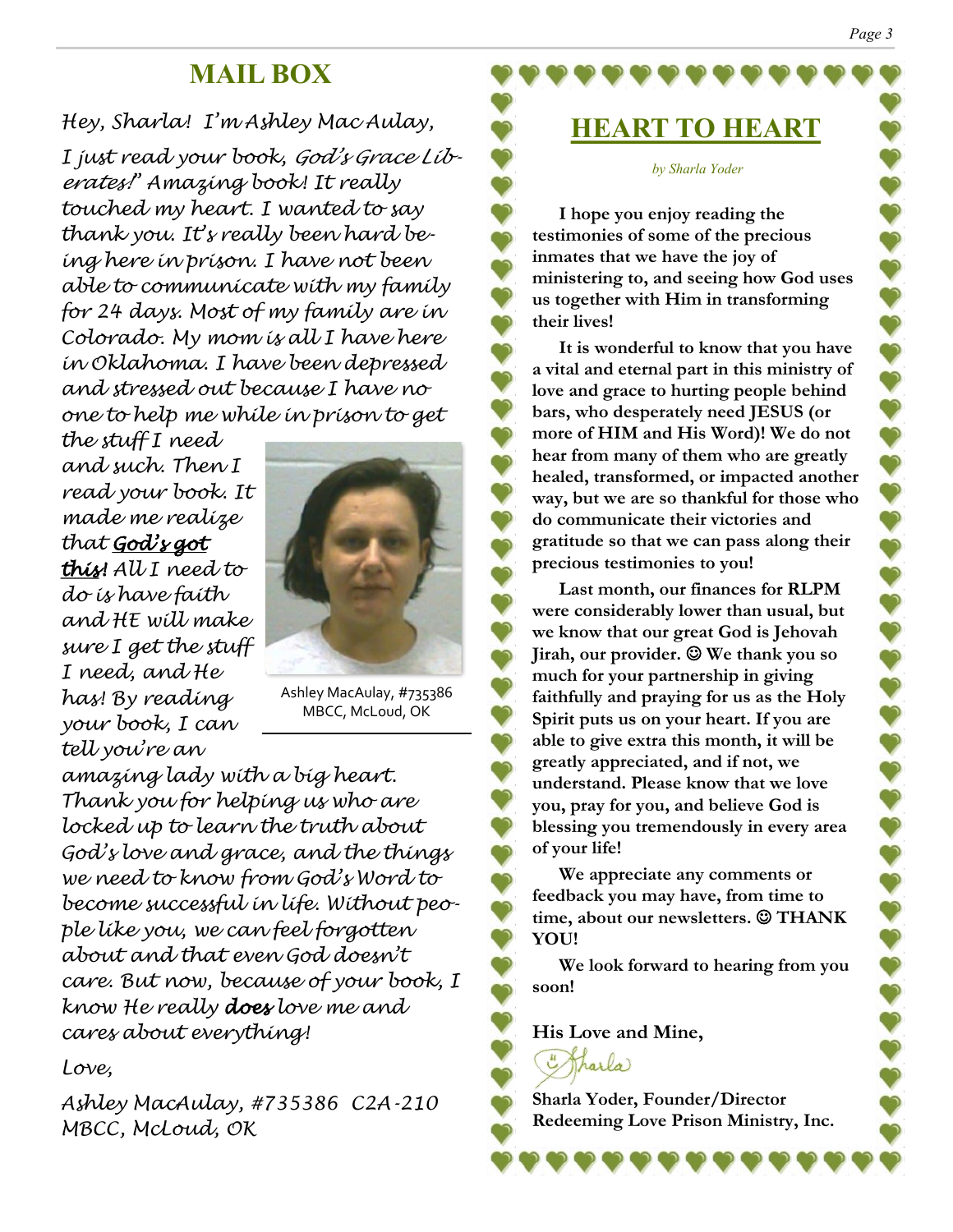## MAIL BOX

*Hey, Sharla! I'm Ashley MacAulay,*

*I just read your book, God's Grace Liberates!" Amazing book! It really touched my heart. I wanted to say thank you. It's really been hard being here in prison. I have not been able to communicate with my family for 24 days. Most of my family are in Colorado. My mom is all I have here in Oklahoma. I have been depressed and stressed out because I have no one to help me while in prison to get the stuff I need and such. Then I read your book. It made me realize that **God's got this!** All I need to do is have faith and HE will make sure I get the stuff I need, and He has! By reading your book, I can tell you're an amazing lady with a big heart. Thank you for helping us who are locked up to learn the truth about God's love and grace, and the things we need to know from God's Word to become successful in life. Without people like you, we can feel forgotten about and that even God doesn't care. But now, because of your book, I know He really **does** love me and cares about everything!*

Ashley MacAulay, #735386
MBCC, McLoud, OK

*Love,*

*Ashley MacAulay, #735386 C2A-210*
*MBCC, McLoud, OK*

## HEART TO HEART

*by Sharla Yoder*

**I hope you enjoy reading the testimonies of some of the precious inmates that we have the joy of ministering to, and seeing how God uses us together with Him in transforming their lives!**

**It is wonderful to know that you have a vital and eternal part in this ministry of love and grace to hurting people behind bars, who desperately need JESUS (or more of HIM and His Word)! We do not hear from many of them who are greatly healed, transformed, or impacted another way, but we are so thankful for those who do communicate their victories and gratitude so that we can pass along their precious testimonies to you!**

**Last month, our finances for RLPM were considerably lower than usual, but we know that our great God is Jehovah Jirah, our provider. ☺ We thank you so much for your partnership in giving faithfully and praying for us as the Holy Spirit puts us on your heart. If you are able to give extra this month, it will be greatly appreciated, and if not, we understand. Please know that we love you, pray for you, and believe God is blessing you tremendously in every area of your life!**

**We appreciate any comments or feedback you may have, from time to time, about our newsletters. ☺ THANK YOU!**

**We look forward to hearing from you soon!**

**His Love and Mine,**

Sharla

**Sharla Yoder, Founder/Director**
**Redeeming Love Prison Ministry, Inc.**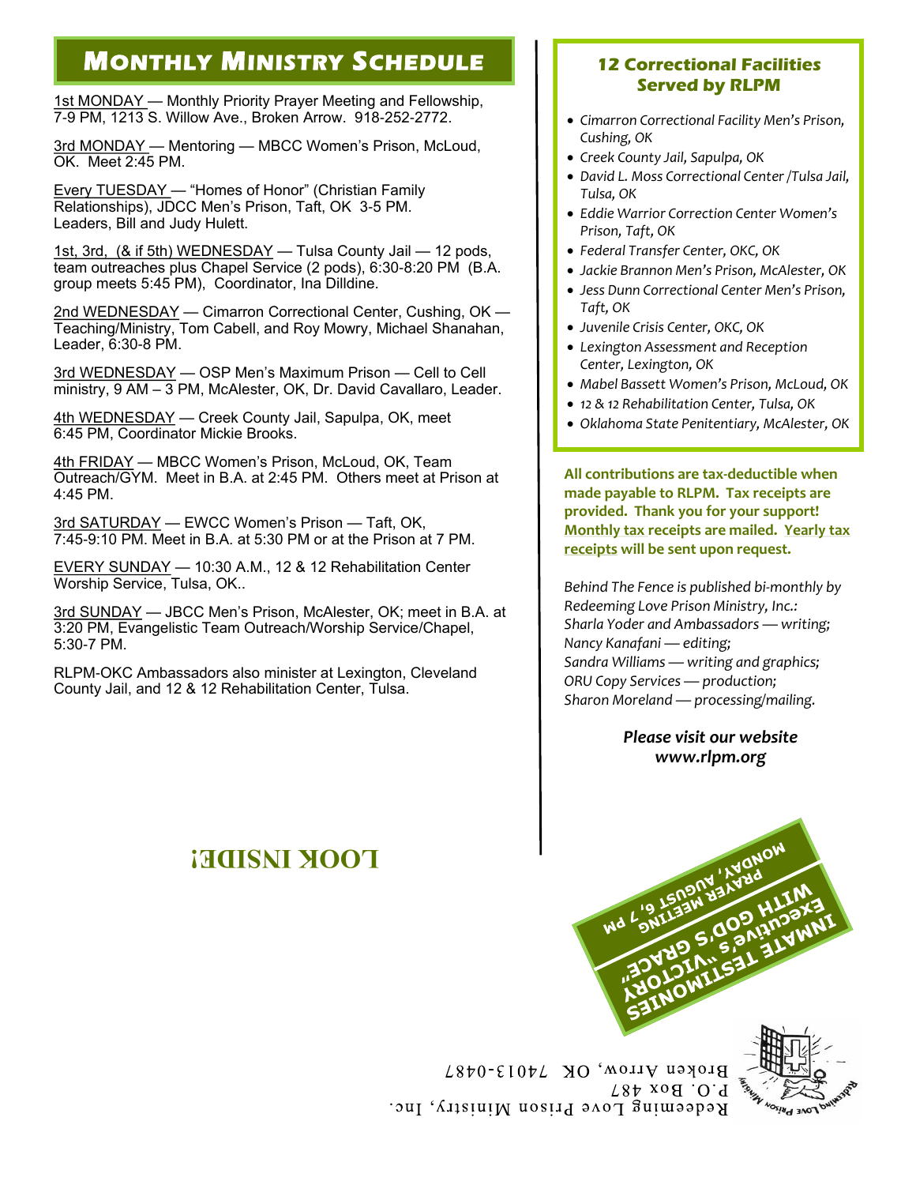# Monthly Ministry Schedule

1st MONDAY — Monthly Priority Prayer Meeting and Fellowship, 7-9 PM, 1213 S. Willow Ave., Broken Arrow. 918-252-2772.

3rd MONDAY — Mentoring — MBCC Women's Prison, McLoud, OK. Meet 2:45 PM.

Every TUESDAY — "Homes of Honor" (Christian Family Relationships), JDCC Men's Prison, Taft, OK 3-5 PM. Leaders, Bill and Judy Hulett.

1st, 3rd, (& if 5th) WEDNESDAY — Tulsa County Jail — 12 pods, team outreaches plus Chapel Service (2 pods), 6:30-8:20 PM (B.A. group meets 5:45 PM), Coordinator, Ina Dilldine.

2nd WEDNESDAY — Cimarron Correctional Center, Cushing, OK — Teaching/Ministry, Tom Cabell, and Roy Mowry, Michael Shanahan, Leader, 6:30-8 PM.

3rd WEDNESDAY — OSP Men's Maximum Prison — Cell to Cell ministry, 9 AM – 3 PM, McAlester, OK, Dr. David Cavallaro, Leader.

4th WEDNESDAY — Creek County Jail, Sapulpa, OK, meet 6:45 PM, Coordinator Mickie Brooks.

4th FRIDAY — MBCC Women's Prison, McLoud, OK, Team Outreach/GYM. Meet in B.A. at 2:45 PM. Others meet at Prison at 4:45 PM.

3rd SATURDAY — EWCC Women's Prison — Taft, OK, 7:45-9:10 PM. Meet in B.A. at 5:30 PM or at the Prison at 7 PM.

EVERY SUNDAY — 10:30 A.M., 12 & 12 Rehabilitation Center Worship Service, Tulsa, OK..

3rd SUNDAY — JBCC Men's Prison, McAlester, OK; meet in B.A. at 3:20 PM, Evangelistic Team Outreach/Worship Service/Chapel, 5:30-7 PM.

RLPM-OKC Ambassadors also minister at Lexington, Cleveland County Jail, and 12 & 12 Rehabilitation Center, Tulsa.

## 12 Correctional Facilities Served by RLPM

- *Cimarron Correctional Facility Men's Prison, Cushing, OK*
- *Creek County Jail, Sapulpa, OK*
- *David L. Moss Correctional Center /Tulsa Jail, Tulsa, OK*
- *Eddie Warrior Correction Center Women's Prison, Taft, OK*
- *Federal Transfer Center, OKC, OK*
- *Jackie Brannon Men's Prison, McAlester, OK*
- *Jess Dunn Correctional Center Men's Prison, Taft, OK*
- *Juvenile Crisis Center, OKC, OK*
- *Lexington Assessment and Reception Center, Lexington, OK*
- *Mabel Bassett Women's Prison, McLoud, OK*
- *12 & 12 Rehabilitation Center, Tulsa, OK*
- *Oklahoma State Penitentiary, McAlester, OK*

**All contributions are tax-deductible when made payable to RLPM. Tax receipts are provided. Thank you for your support! Monthly tax receipts are mailed. Yearly tax receipts will be sent upon request.**

*Behind The Fence is published bi-monthly by Redeeming Love Prison Ministry, Inc.:*
*Sharla Yoder and Ambassadors — writing;*
*Nancy Kanafani — editing;*
*Sandra Williams — writing and graphics;*
*ORU Copy Services — production;*
*Sharon Moreland — processing/mailing.*

***Please visit our website***
***www.rlpm.org***

**LOOK INSIDE!**

**MONDAY, AUGUST 6, 7 PM PRAYER MEETING**

**INMATE TESTIMONIES WITH GOD'S GRACE Executive's "VICTORY"**

Redeeming Love Prison Ministry, Inc.
P.O. Box 487
Broken Arrow, OK 74013-0487